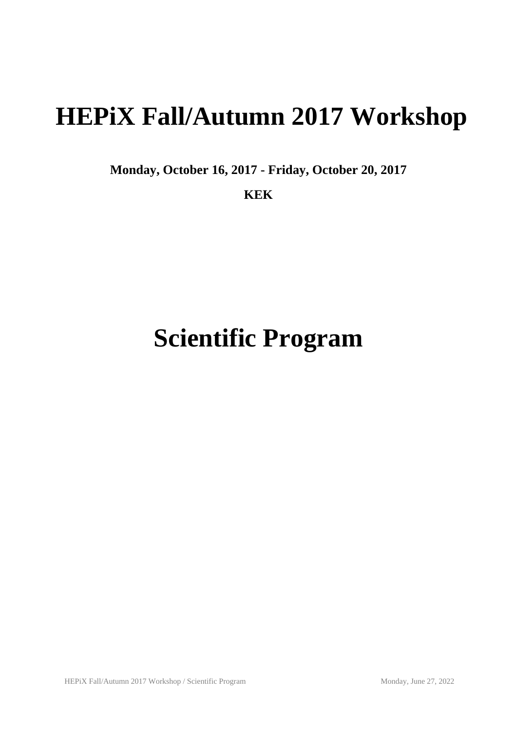# HEPiX Fall/Autumn 2017 Workshop

**Monday, October 16, 2017 - Friday, October 20, 2017**

**KEK**

# Scientific Program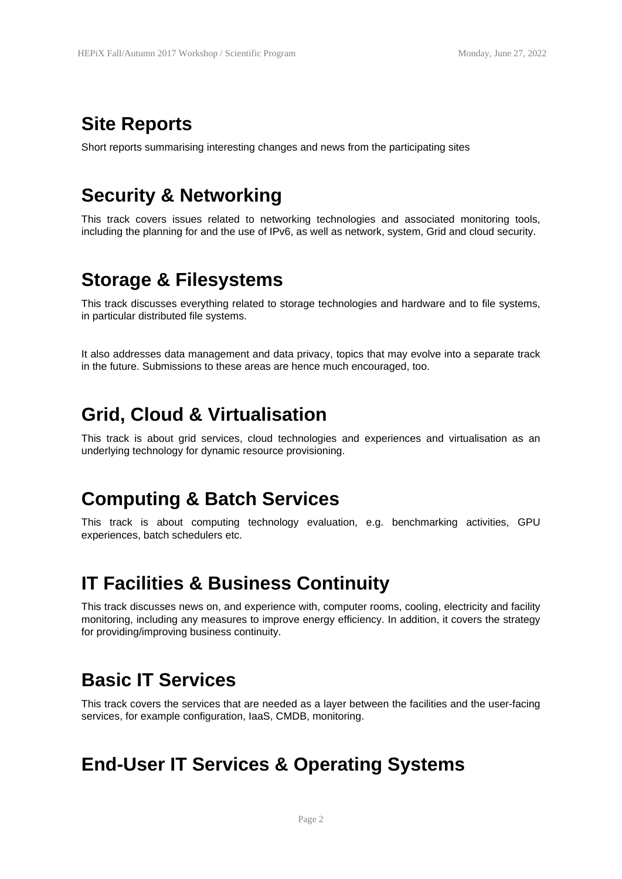## Site Reports

Short reports summarising interesting changes and news from the participating sites

## Security & Networking

This track covers issues related to networking technologies and associated monitoring tools, including the planning for and the use of IPv6, as well as network, system, Grid and cloud security.

## Storage & Filesystems

This track discusses everything related to storage technologies and hardware and to file systems, in particular distributed file systems.

It also addresses data management and data privacy, topics that may evolve into a separate track in the future. Submissions to these areas are hence much encouraged, too.

## Grid, Cloud & Virtualisation

This track is about grid services, cloud technologies and experiences and virtualisation as an underlying technology for dynamic resource provisioning.

## Computing & Batch Services

This track is about computing technology evaluation, e.g. benchmarking activities, GPU experiences, batch schedulers etc.

## IT Facilities & Business Continuity

This track discusses news on, and experience with, computer rooms, cooling, electricity and facility monitoring, including any measures to improve energy efficiency. In addition, it covers the strategy for providing/improving business continuity.

## Basic IT Services

This track covers the services that are needed as a layer between the facilities and the user-facing services, for example configuration, IaaS, CMDB, monitoring.

## End-User IT Services & Operating Systems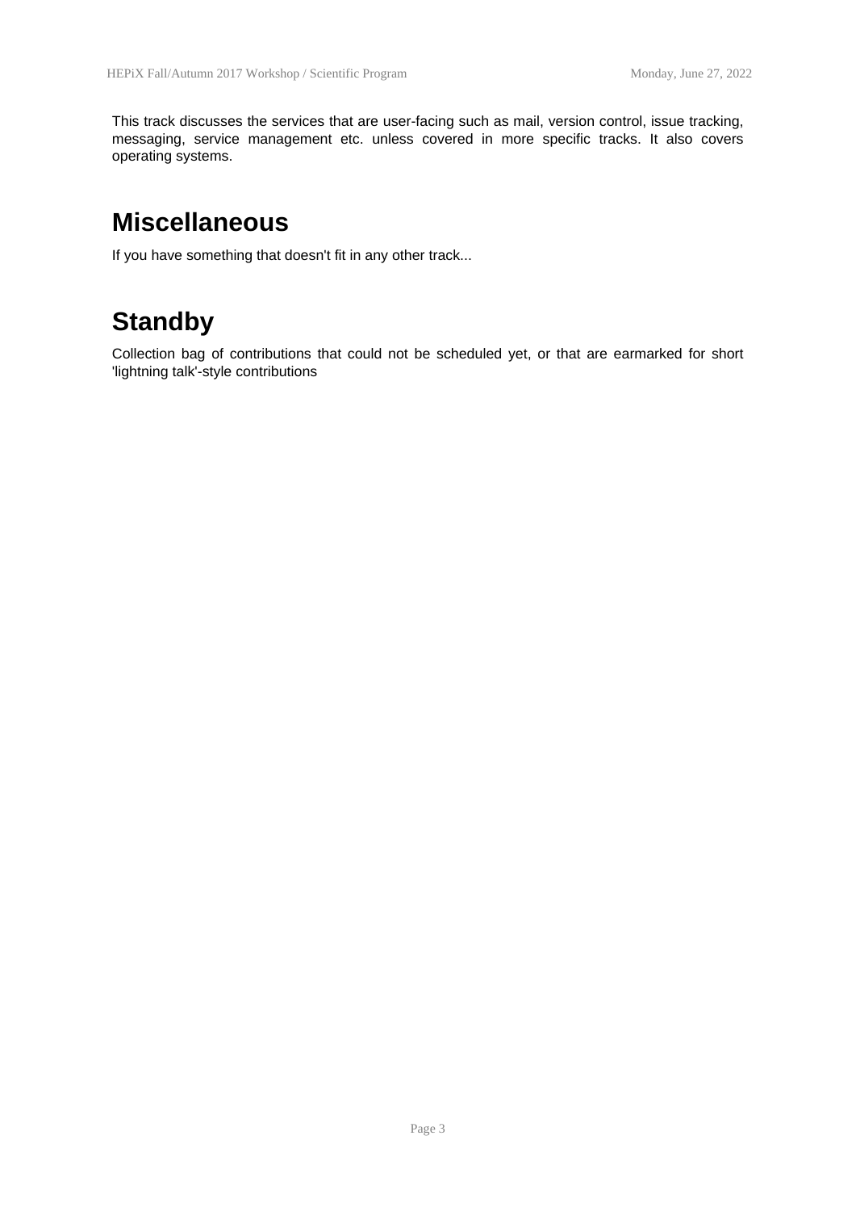This track discusses the services that are user-facing such as mail, version control, issue tracking, messaging, service management etc. unless covered in more specific tracks. It also covers operating systems.

## Miscellaneous

If you have something that doesn't fit in any other track...

## Standby

Collection bag of contributions that could not be scheduled yet, or that are earmarked for short 'lightning talk'-style contributions